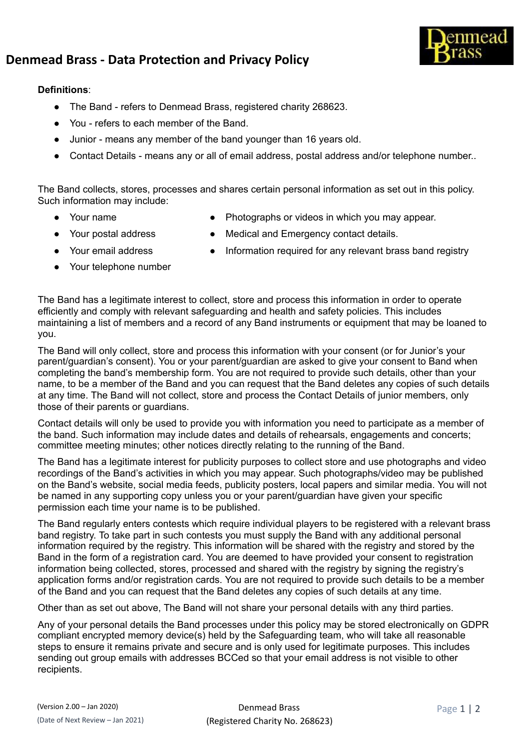# Denmead Brass - Data Protection and Privacy Policy

**Definitions**:

- The Band - refers to Denmead Brass, registered charity 268623.
- You - refers to each member of the Band.
- Junior - means any member of the band younger than 16 years old.
- Contact Details - means any or all of email address, postal address and/or telephone number..

The Band collects, stores, processes and shares certain personal information as set out in this policy. Such information may include:

- Your name
- Your postal address
- Your email address
- Your telephone number
- Photographs or videos in which you may appear.
- Medical and Emergency contact details.
- Information required for any relevant brass band registry

The Band has a legitimate interest to collect, store and process this information in order to operate efficiently and comply with relevant safeguarding and health and safety policies. This includes maintaining a list of members and a record of any Band instruments or equipment that may be loaned to you.

The Band will only collect, store and process this information with your consent (or for Junior's your parent/guardian's consent). You or your parent/guardian are asked to give your consent to Band when completing the band's membership form. You are not required to provide such details, other than your name, to be a member of the Band and you can request that the Band deletes any copies of such details at any time. The Band will not collect, store and process the Contact Details of junior members, only those of their parents or guardians.

Contact details will only be used to provide you with information you need to participate as a member of the band. Such information may include dates and details of rehearsals, engagements and concerts; committee meeting minutes; other notices directly relating to the running of the Band.

The Band has a legitimate interest for publicity purposes to collect store and use photographs and video recordings of the Band's activities in which you may appear. Such photographs/video may be published on the Band's website, social media feeds, publicity posters, local papers and similar media. You will not be named in any supporting copy unless you or your parent/guardian have given your specific permission each time your name is to be published.

The Band regularly enters contests which require individual players to be registered with a relevant brass band registry. To take part in such contests you must supply the Band with any additional personal information required by the registry. This information will be shared with the registry and stored by the Band in the form of a registration card. You are deemed to have provided your consent to registration information being collected, stores, processed and shared with the registry by signing the registry's application forms and/or registration cards. You are not required to provide such details to be a member of the Band and you can request that the Band deletes any copies of such details at any time.

Other than as set out above, The Band will not share your personal details with any third parties.

Any of your personal details the Band processes under this policy may be stored electronically on GDPR compliant encrypted memory device(s) held by the Safeguarding team, who will take all reasonable steps to ensure it remains private and secure and is only used for legitimate purposes. This includes sending out group emails with addresses BCCed so that your email address is not visible to other recipients.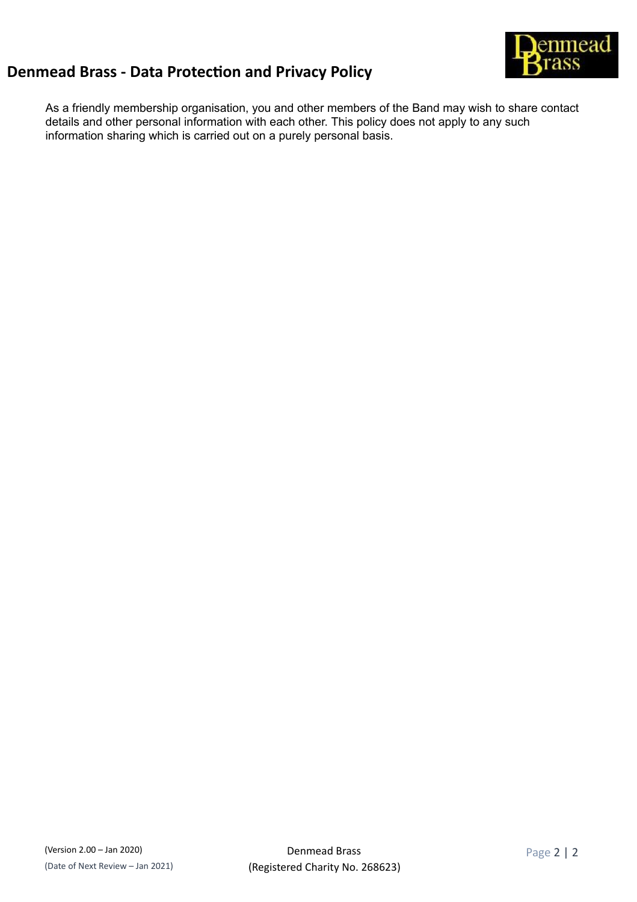As a friendly membership organisation, you and other members of the Band may wish to share contact details and other personal information with each other. This policy does not apply to any such information sharing which is carried out on a purely personal basis.